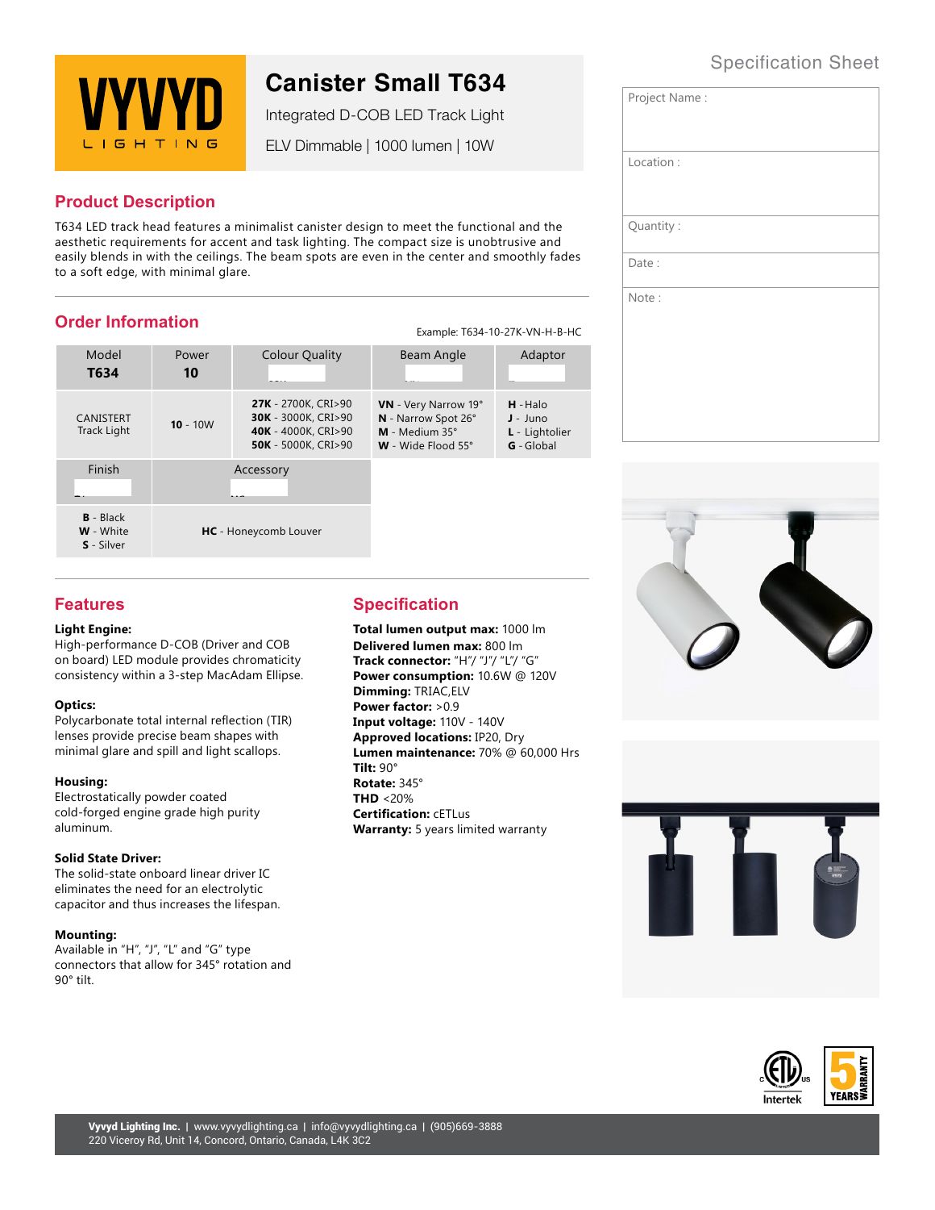# Canister Small T634

Integrated D-COB LED Track Light

ELV Dimmable | 1000 lumen | 10W

Specification Sheet

| Project Name : |
|---|
| Location : |
| Quantity : |
| Date : |
| Note : |

## Product Description

T634 LED track head features a minimalist canister design to meet the functional and the aesthetic requirements for accent and task lighting. The compact size is unobtrusive and easily blends in with the ceilings. The beam spots are even in the center and smoothly fades to a soft edge, with minimal glare.

## Order Information

Example: T634-10-27K-VN-H-B-HC

| Model **T634** | Power **10** | Colour Quality | Beam Angle | Adaptor |
|---|---|---|---|---|
| CANISTERT Track Light | **10** - 10W | **27K** - 2700K, CRI>90<br>**30K** - 3000K, CRI>90<br>**40K** - 4000K, CRI>90<br>**50K** - 5000K, CRI>90 | **VN** - Very Narrow 19°<br>**N** - Narrow Spot 26°<br>**M** - Medium 35°<br>**W** - Wide Flood 55° | **H** - Halo<br>**J** - Juno<br>**L** - Lightolier<br>**G** - Global |

| Finish | Accessory |
|---|---|
| **B** - Black<br>**W** - White<br>**S** - Silver | **HC** - Honeycomb Louver |

## Features

**Light Engine:**
High-performance D-COB (Driver and COB on board) LED module provides chromaticity consistency within a 3-step MacAdam Ellipse.

**Optics:**
Polycarbonate total internal reflection (TIR) lenses provide precise beam shapes with minimal glare and spill and light scallops.

**Housing:**
Electrostatically powder coated cold-forged engine grade high purity aluminum.

**Solid State Driver:**
The solid-state onboard linear driver IC eliminates the need for an electrolytic capacitor and thus increases the lifespan.

**Mounting:**
Available in "H", "J", "L" and "G" type connectors that allow for 345° rotation and 90° tilt.

## Specification

**Total lumen output max:** 1000 lm
**Delivered lumen max:** 800 lm
**Track connector:** "H"/ "J"/ "L"/ "G"
**Power consumption:** 10.6W @ 120V
**Dimming:** TRIAC,ELV
**Power factor:** >0.9
**Input voltage:** 110V - 140V
**Approved locations:** IP20, Dry
**Lumen maintenance:** 70% @ 60,000 Hrs
**Tilt:** 90°
**Rotate:** 345°
**THD** <20%
**Certification:** cETLus
**Warranty:** 5 years limited warranty

**Vyvyd Lighting Inc.** | www.vyvydlighting.ca | info@vyvydlighting.ca | (905)669-3888
220 Viceroy Rd, Unit 14, Concord, Ontario, Canada, L4K 3C2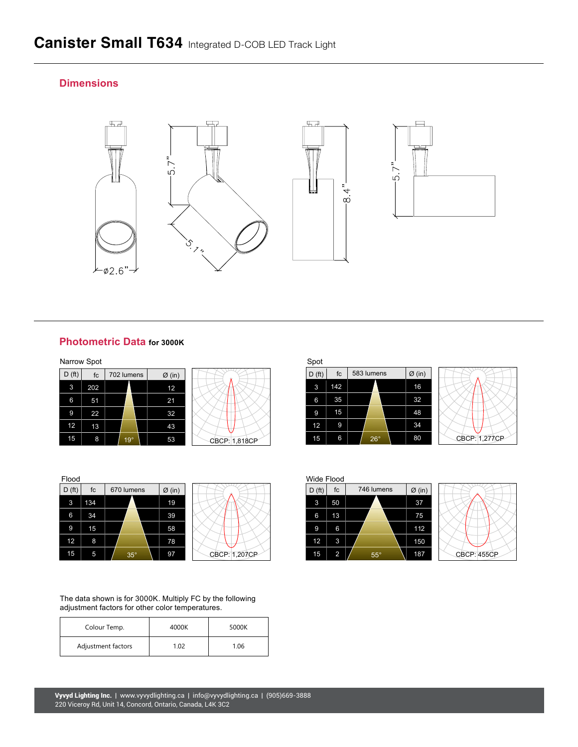# Canister Small T634 Integrated D-COB LED Track Light

## Dimensions

ø2.6"

5.7"

5.1"

8.4"

5.7"

## Photometric Data for 3000K

Narrow Spot

| D (ft) | fc | 702 lumens | Ø (in) |
|---|---|---|---|
| 3 | 202 | | 12 |
| 6 | 51 | | 21 |
| 9 | 22 | | 32 |
| 12 | 13 | | 43 |
| 15 | 8 | 19° | 53 |

CBCP: 1,818CP

Spot

| D (ft) | fc | 583 lumens | Ø (in) |
|---|---|---|---|
| 3 | 142 | | 16 |
| 6 | 35 | | 32 |
| 9 | 15 | | 48 |
| 12 | 9 | | 34 |
| 15 | 6 | 26° | 80 |

CBCP: 1,277CP

Flood

| D (ft) | fc | 670 lumens | Ø (in) |
|---|---|---|---|
| 3 | 134 | | 19 |
| 6 | 34 | | 39 |
| 9 | 15 | | 58 |
| 12 | 8 | | 78 |
| 15 | 5 | 35° | 97 |

CBCP: 1,207CP

Wide Flood

| D (ft) | fc | 746 lumens | Ø (in) |
|---|---|---|---|
| 3 | 50 | | 37 |
| 6 | 13 | | 75 |
| 9 | 6 | | 112 |
| 12 | 3 | | 150 |
| 15 | 2 | 55° | 187 |

CBCP: 455CP

The data shown is for 3000K. Multiply FC by the following adjustment factors for other color temperatures.

| Colour Temp. | 4000K | 5000K |
|---|---|---|
| Adjustment factors | 1.02 | 1.06 |

**Vyvyd Lighting Inc.** | www.vyvydlighting.ca | info@vyvydlighting.ca | (905)669-3888
220 Viceroy Rd, Unit 14, Concord, Ontario, Canada, L4K 3C2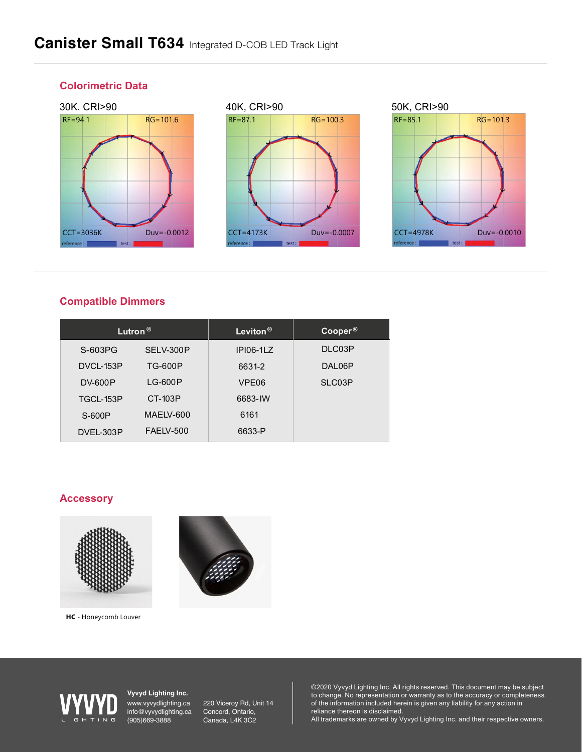# Canister Small T634 Integrated D-COB LED Track Light

## Colorimetric Data

30K. CRI>90

RF=94.1
RG=101.6
CCT=3036K
Duv=-0.0012
reference :
test :

40K, CRI>90

RF=87.1
RG=100.3
CCT=4173K
Duv=-0.0007
reference :
test :

50K, CRI>90

RF=85.1
RG=101.3
CCT=4978K
Duv=-0.0010
reference :
test :

## Compatible Dimmers

| Lutron® | | Leviton® | Cooper® |
|---|---|---|---|
| S-603PG | SELV-300P | IPI06-1LZ | DLC03P |
| DVCL-153P | TG-600P | 6631-2 | DAL06P |
| DV-600P | LG-600P | VPE06 | SLC03P |
| TGCL-153P | CT-103P | 6683-IW | |
| S-600P | MAELV-600 | 6161 | |
| DVEL-303P | FAELV-500 | 6633-P | |

## Accessory

**HC** - Honeycomb Louver

**Vyvyd Lighting Inc.**
www.vyvydlighting.ca
info@vyvydlighting.ca
(905)669-3888

220 Viceroy Rd, Unit 14
Concord, Ontario,
Canada, L4K 3C2

©2020 Vyvyd Lighting Inc. All rights reserved. This document may be subject to change. No representation or warranty as to the accuracy or completeness of the information included herein is given any liability for any action in reliance thereon is disclaimed.
All trademarks are owned by Vyvyd Lighting Inc. and their respective owners.